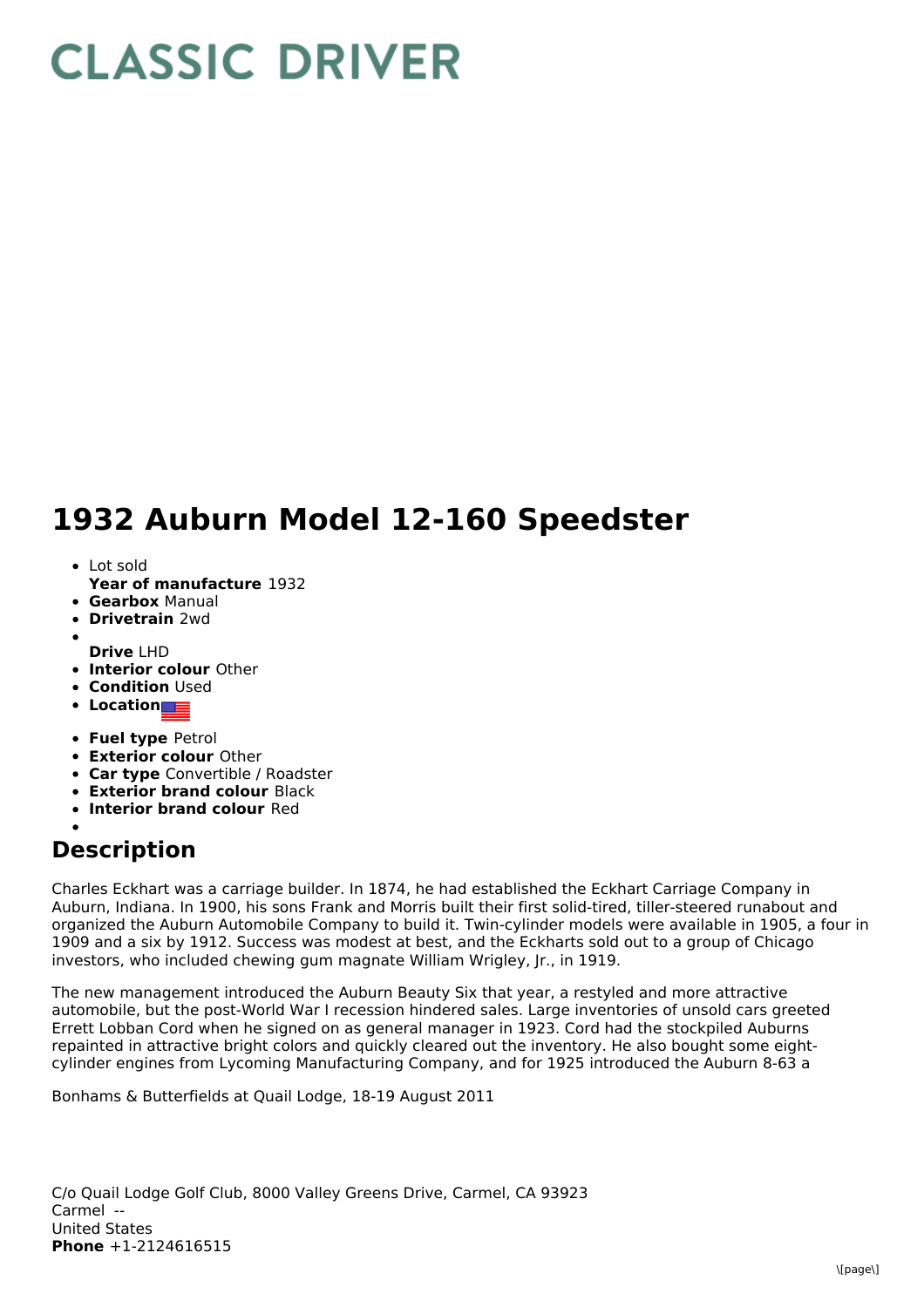# CLASSIC DRIVER

# 1932 Auburn Model 12-160 Speedster

- Lot sold
  **Year of manufacture** 1932
- **Gearbox** Manual
- **Drivetrain** 2wd
- 
  **Drive** LHD
- **Interior colour** Other
- **Condition** Used
- **Location**
- **Fuel type** Petrol
- **Exterior colour** Other
- **Car type** Convertible / Roadster
- **Exterior brand colour** Black
- **Interior brand colour** Red
- 

## Description

Charles Eckhart was a carriage builder. In 1874, he had established the Eckhart Carriage Company in Auburn, Indiana. In 1900, his sons Frank and Morris built their first solid-tired, tiller-steered runabout and organized the Auburn Automobile Company to build it. Twin-cylinder models were available in 1905, a four in 1909 and a six by 1912. Success was modest at best, and the Eckharts sold out to a group of Chicago investors, who included chewing gum magnate William Wrigley, Jr., in 1919.

The new management introduced the Auburn Beauty Six that year, a restyled and more attractive automobile, but the post-World War I recession hindered sales. Large inventories of unsold cars greeted Errett Lobban Cord when he signed on as general manager in 1923. Cord had the stockpiled Auburns repainted in attractive bright colors and quickly cleared out the inventory. He also bought some eight-cylinder engines from Lycoming Manufacturing Company, and for 1925 introduced the Auburn 8-63 a

Bonhams & Butterfields at Quail Lodge, 18-19 August 2011

C/o Quail Lodge Golf Club, 8000 Valley Greens Drive, Carmel, CA 93923
Carmel --
United States
**Phone** +1-2124616515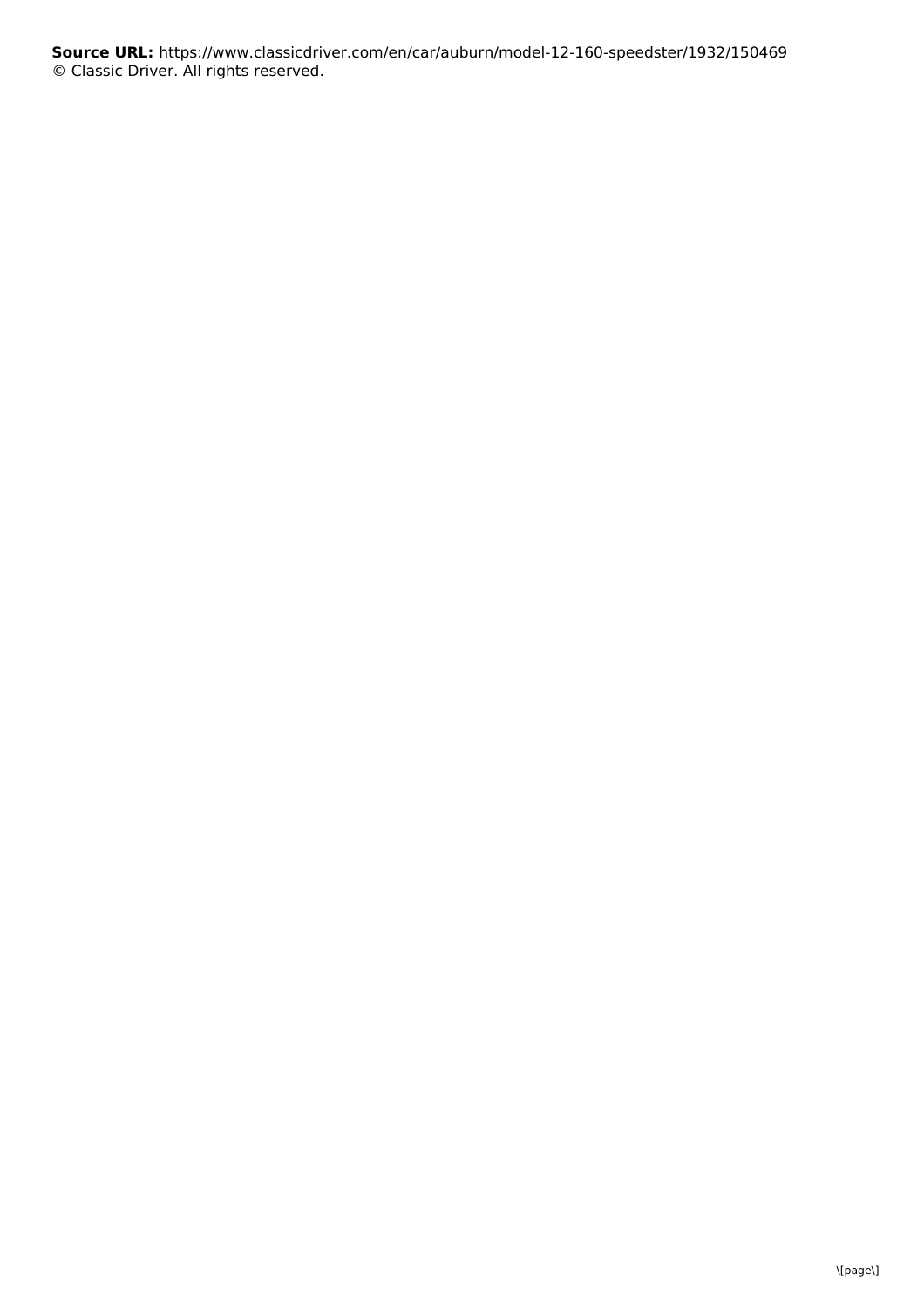**Source URL:** https://www.classicdriver.com/en/car/auburn/model-12-160-speedster/1932/150469
© Classic Driver. All rights reserved.